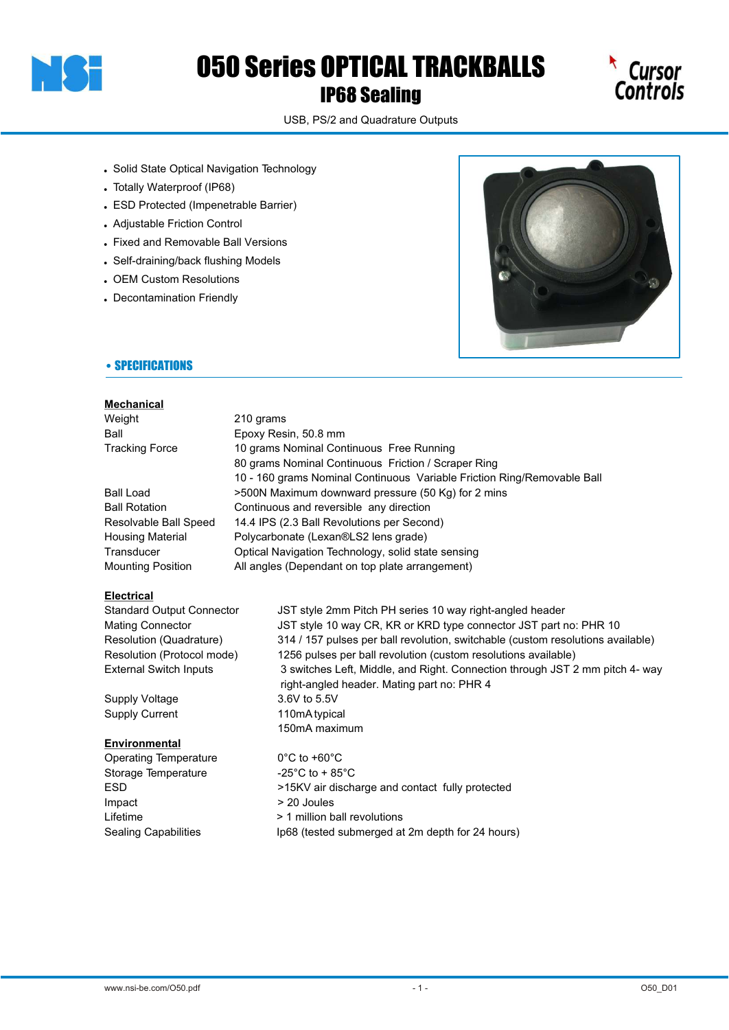# 050 Series OPTICAL TRACKBALLS

## IP68 Sealing

USB, PS/2 and Quadrature Outputs

- Solid State Optical Navigation Technology
- Totally Waterproof (IP68)
- ESD Protected (Impenetrable Barrier)
- Adjustable Friction Control
- Fixed and Removable Ball Versions
- Self-draining/back flushing Models
- OEM Custom Resolutions
- Decontamination Friendly

## • SPECIFICATIONS

### Mechanical

| | |
|---|---|
| Weight | 210 grams |
| Ball | Epoxy Resin, 50.8 mm |
| Tracking Force | 10 grams Nominal Continuous Free Running |
| | 80 grams Nominal Continuous Friction / Scraper Ring |
| | 10 - 160 grams Nominal Continuous Variable Friction Ring/Removable Ball |
| Ball Load | >500N Maximum downward pressure (50 Kg) for 2 mins |
| Ball Rotation | Continuous and reversible any direction |
| Resolvable Ball Speed | 14.4 IPS (2.3 Ball Revolutions per Second) |
| Housing Material | Polycarbonate (Lexan®LS2 lens grade) |
| Transducer | Optical Navigation Technology, solid state sensing |
| Mounting Position | All angles (Dependant on top plate arrangement) |

### Electrical

| | |
|---|---|
| Standard Output Connector | JST style 2mm Pitch PH series 10 way right-angled header |
| Mating Connector | JST style 10 way CR, KR or KRD type connector JST part no: PHR 10 |
| Resolution (Quadrature) | 314 / 157 pulses per ball revolution, switchable (custom resolutions available) |
| Resolution (Protocol mode) | 1256 pulses per ball revolution (custom resolutions available) |
| External Switch Inputs | 3 switches Left, Middle, and Right. Connection through JST 2 mm pitch 4- way right-angled header. Mating part no: PHR 4 |
| Supply Voltage | 3.6V to 5.5V |
| Supply Current | 110mA typical |
| | 150mA maximum |

### Environmental

| | |
|---|---|
| Operating Temperature | 0°C to +60°C |
| Storage Temperature | -25°C to + 85°C |
| ESD | >15KV air discharge and contact fully protected |
| Impact | > 20 Joules |
| Lifetime | > 1 million ball revolutions |
| Sealing Capabilities | Ip68 (tested submerged at 2m depth for 24 hours) |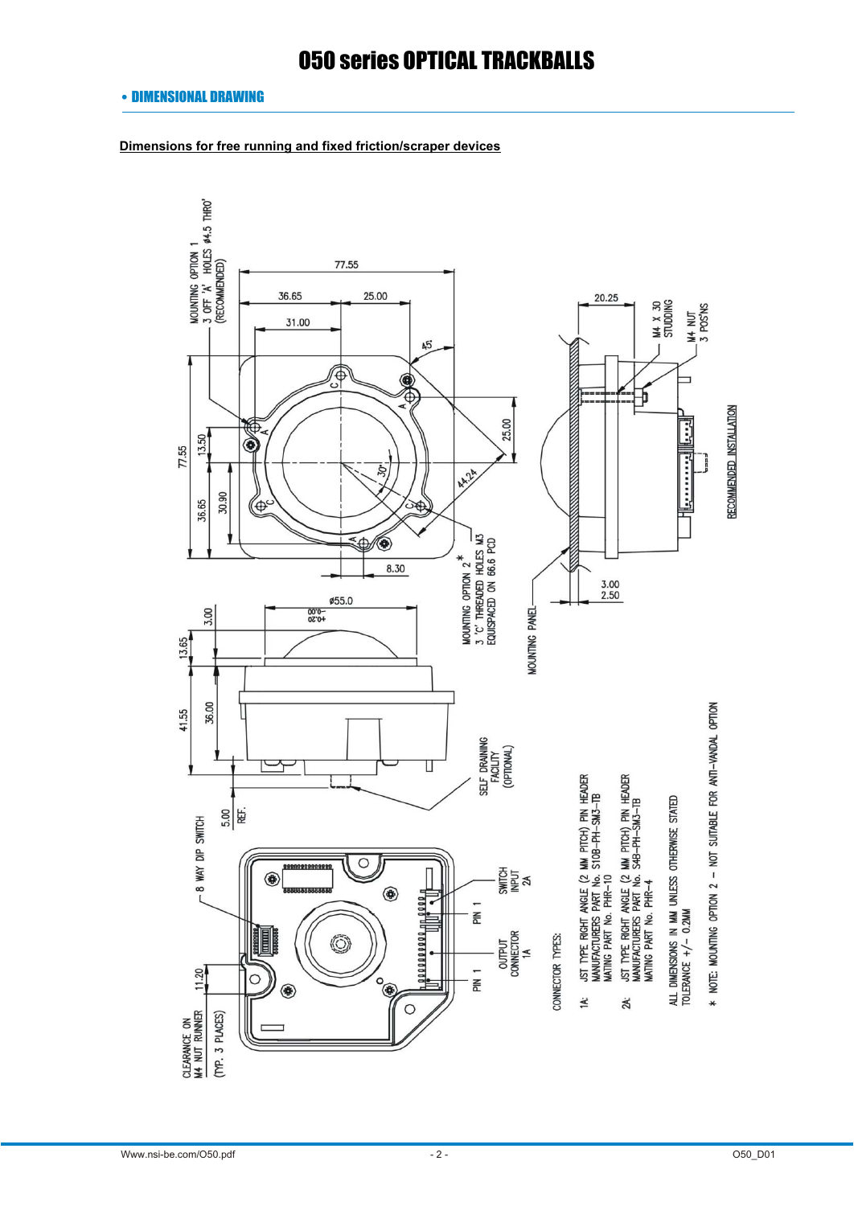# O50 series OPTICAL TRACKBALLS

## • DIMENSIONAL DRAWING

**Dimensions for free running and fixed friction/scraper devices**

MOUNTING OPTION 1
3 OFF 'A' HOLES ø4.5 THRO'
(RECOMMENDED)

77.55
36.65
25.00
31.00
45°
20.25
M4 X 30 STUDDING
M4 NUT 3 POS'NS
25.00
77.55
13.50
36.65
30.90
30°
44.24
8.30

MOUNTING OPTION 2 *
3 'C' THREADED HOLES M3
EQUISPACED ON 66.6 PCD

RECOMMENDED INSTALLATION

MOUNTING PANEL

3.00
2.50

ø55.0 $^{+0.20}_{-0.00}$
3.00
13.65
41.55
36.00
5.00 REF.

SELF DRAINING FACILITY (OPTIONAL)

8 WAY DIP SWITCH

SWITCH INPUT 2A
PIN 1
OUTPUT CONNECTOR 1A
PIN 1

11.20

CLEARANCE ON M4 NUT RUNNER (TYP. 3 PLACES)

CONNECTOR TYPES:

1A: JST TYPE RIGHT ANGLE (2 MM PITCH) PIN HEADER
MANUFACTURERS PART No. S10B-PH-SM3-TB
MATING PART No. PHR-10

2A: JST TYPE RIGHT ANGLE (2 MM PITCH) PIN HEADER
MANUFACTURERS PART No. S4B-PH-SM3-TB
MATING PART No. PHR-4

ALL DIMENSIONS IN MM UNLESS OTHERWISE STATED
TOLERANCE +/- 0.2MM

* NOTE: MOUNTING OPTION 2 – NOT SUITABLE FOR ANTI-VANDAL OPTION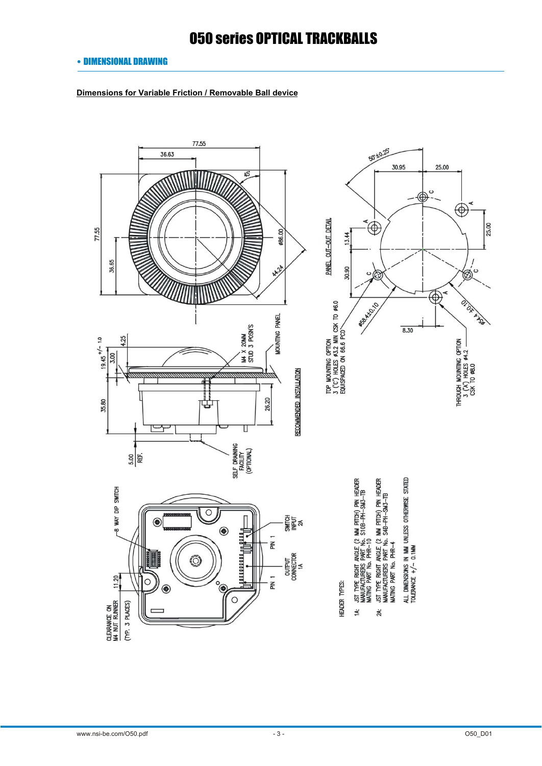# O50 series OPTICAL TRACKBALLS

## • DIMENSIONAL DRAWING

**Dimensions for Variable Friction / Removable Ball device**

77.55

36.63

45°

77.55

36.65

ø86.00

44.24

19.45 +/- 1.0

3.00

4.25

M4 X 20MM STUD 3 POSN'S

MOUNTING PANEL

35.80

26.20

5.00 REF.

SELF DRAINING FACILITY (OPTIONAL)

RECOMMENDED INSTALLATION

PANEL CUT-OUT DETAIL

50°±0.25°

30.95

25.00

25.00

13.44

30.90

ø58.4±0.10

8.30

ø64 ±0.10

TOP MOUNTING OPTION 3 ('C') HOLES ø3.2 MIN CSK TO ø6.0 EQUISPACED ON 66.6 PCD

THROUGH MOUNTING OPTION 3 ('A') HOLES ø4.2 CSK TO ø8.0

8 WAY DIP SWITCH

11.20

CLEARANCE ON M4 NUT RUNNER (TYP. 3 PLACES)

PIN 1

PIN 1

OUTPUT CONNECTOR 1A

SWITCH INPUT 2A

HEADER TYPES:

1A: JST TYPE RIGHT ANGLE (2 MM PITCH) PIN HEADER MANUFACTURERS PART No. S10B-PH-SM3-TB MATING PART No. PHR-10

2A: JST TYPE RIGHT ANGLE (2 MM PITCH) PIN HEADER MANUFACTURERS PART No. S4B-PH-SM3-TB MATING PART No. PHR-4

ALL DIMENSIONS IN MM UNLESS OTHERWISE STATED
TOLERANCE +/- 0.1MM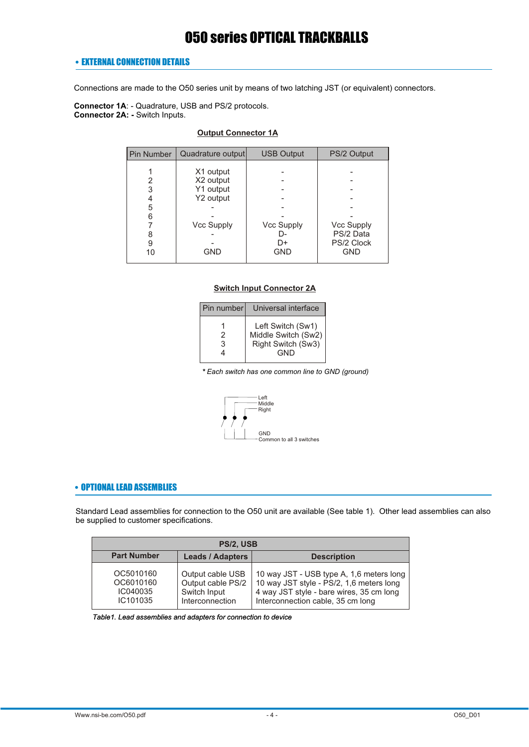# O50 series OPTICAL TRACKBALLS

## • EXTERNAL CONNECTION DETAILS

Connections are made to the O50 series unit by means of two latching JST (or equivalent) connectors.

**Connector 1A**: - Quadrature, USB and PS/2 protocols.
**Connector 2A: -** Switch Inputs.

**Output Connector 1A**

| Pin Number | Quadrature output | USB Output | PS/2 Output |
|---|---|---|---|
| 1 | X1 output | - | - |
| 2 | X2 output | - | - |
| 3 | Y1 output | - | - |
| 4 | Y2 output | - | - |
| 5 | - | - | - |
| 6 | - | - | - |
| 7 | Vcc Supply | Vcc Supply | Vcc Supply |
| 8 | - | D- | PS/2 Data |
| 9 | - | D+ | PS/2 Clock |
| 10 | GND | GND | GND |

**Switch Input Connector 2A**

| Pin number | Universal interface |
|---|---|
| 1 | Left Switch (Sw1) |
| 2 | Middle Switch (Sw2) |
| 3 | Right Switch (Sw3) |
| 4 | GND |

*\* Each switch has one common line to GND (ground)*

Left
Middle
Right

GND
Common to all 3 switches

## • OPTIONAL LEAD ASSEMBLIES

Standard Lead assemblies for connection to the O50 unit are available (See table 1). Other lead assemblies can also be supplied to customer specifications.

| PS/2, USB | | |
|---|---|---|
| **Part Number** | **Leads / Adapters** | **Description** |
| OC5010160 | Output cable USB | 10 way JST - USB type A, 1,6 meters long |
| OC6010160 | Output cable PS/2 | 10 way JST style - PS/2, 1,6 meters long |
| IC040035 | Switch Input | 4 way JST style - bare wires, 35 cm long |
| IC101035 | Interconnection | Interconnection cable, 35 cm long |

*Table1. Lead assemblies and adapters for connection to device*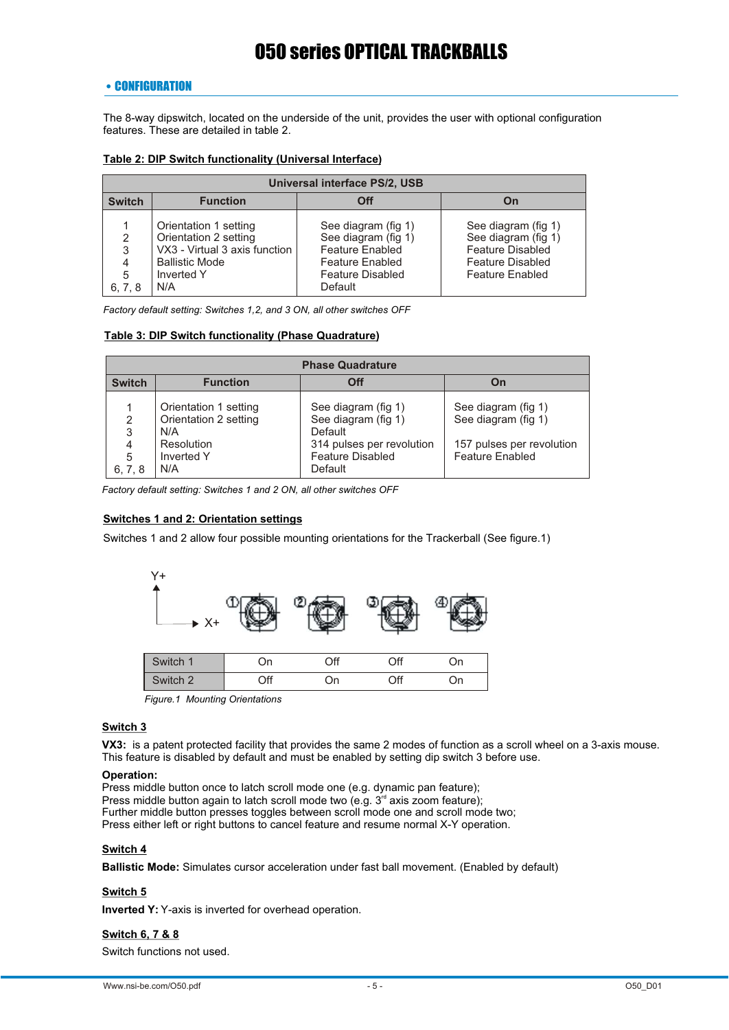# 050 series OPTICAL TRACKBALLS

## • CONFIGURATION

The 8-way dipswitch, located on the underside of the unit, provides the user with optional configuration features. These are detailed in table 2.

**Table 2: DIP Switch functionality (Universal Interface)**

| Universal interface PS/2, USB | | | |
|---|---|---|---|
| **Switch** | **Function** | **Off** | **On** |
| 1 | Orientation 1 setting | See diagram (fig 1) | See diagram (fig 1) |
| 2 | Orientation 2 setting | See diagram (fig 1) | See diagram (fig 1) |
| 3 | VX3 - Virtual 3 axis function | Feature Enabled | Feature Disabled |
| 4 | Ballistic Mode | Feature Enabled | Feature Disabled |
| 5 | Inverted Y | Feature Disabled | Feature Enabled |
| 6, 7, 8 | N/A | Default | |

*Factory default setting: Switches 1,2, and 3 ON, all other switches OFF*

**Table 3: DIP Switch functionality (Phase Quadrature)**

| Phase Quadrature | | | |
|---|---|---|---|
| **Switch** | **Function** | **Off** | **On** |
| 1 | Orientation 1 setting | See diagram (fig 1) | See diagram (fig 1) |
| 2 | Orientation 2 setting | See diagram (fig 1) | See diagram (fig 1) |
| 3 | N/A | Default | |
| 4 | Resolution | 314 pulses per revolution | 157 pulses per revolution |
| 5 | Inverted Y | Feature Disabled | Feature Enabled |
| 6, 7, 8 | N/A | Default | |

*Factory default setting: Switches 1 and 2 ON, all other switches OFF*

**Switches 1 and 2: Orientation settings**

Switches 1 and 2 allow four possible mounting orientations for the Trackerball (See figure.1)

| | ① | ② | ③ | ④ |
|---|---|---|---|---|
| Switch 1 | On | Off | Off | On |
| Switch 2 | Off | On | Off | On |

*Figure.1 Mounting Orientations*

**Switch 3**

**VX3:** is a patent protected facility that provides the same 2 modes of function as a scroll wheel on a 3-axis mouse. This feature is disabled by default and must be enabled by setting dip switch 3 before use.

**Operation:**
Press middle button once to latch scroll mode one (e.g. dynamic pan feature);
Press middle button again to latch scroll mode two (e.g. 3rd axis zoom feature);
Further middle button presses toggles between scroll mode one and scroll mode two;
Press either left or right buttons to cancel feature and resume normal X-Y operation.

**Switch 4**

**Ballistic Mode:** Simulates cursor acceleration under fast ball movement. (Enabled by default)

**Switch 5**

**Inverted Y:** Y-axis is inverted for overhead operation.

**Switch 6, 7 & 8**

Switch functions not used.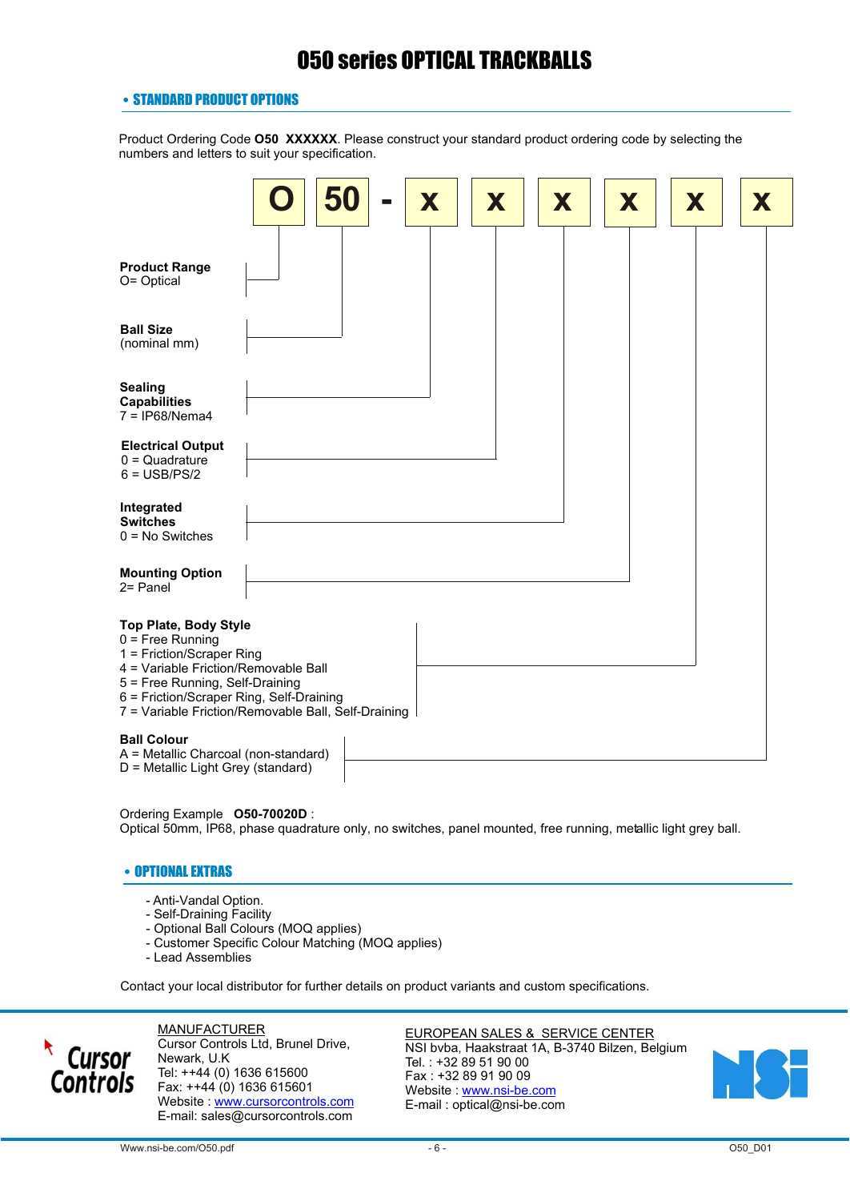# 050 series OPTICAL TRACKBALLS

## • STANDARD PRODUCT OPTIONS

Product Ordering Code **O50 XXXXXX**. Please construct your standard product ordering code by selecting the numbers and letters to suit your specification.

O 50 - x x x x x x

**Product Range**
O= Optical

**Ball Size**
(nominal mm)

**Sealing Capabilities**
7 = IP68/Nema4

**Electrical Output**
0 = Quadrature
6 = USB/PS/2

**Integrated Switches**
0 = No Switches

**Mounting Option**
2= Panel

**Top Plate, Body Style**
0 = Free Running
1 = Friction/Scraper Ring
4 = Variable Friction/Removable Ball
5 = Free Running, Self-Draining
6 = Friction/Scraper Ring, Self-Draining
7 = Variable Friction/Removable Ball, Self-Draining

**Ball Colour**
A = Metallic Charcoal (non-standard)
D = Metallic Light Grey (standard)

Ordering Example **O50-70020D** :
Optical 50mm, IP68, phase quadrature only, no switches, panel mounted, free running, metallic light grey ball.

## • OPTIONAL EXTRAS

- Anti-Vandal Option.
- Self-Draining Facility
- Optional Ball Colours (MOQ applies)
- Customer Specific Colour Matching (MOQ applies)
- Lead Assemblies

Contact your local distributor for further details on product variants and custom specifications.

Cursor Controls

MANUFACTURER
Cursor Controls Ltd, Brunel Drive,
Newark, U.K
Tel: ++44 (0) 1636 615600
Fax: ++44 (0) 1636 615601
Website : www.cursorcontrols.com
E-mail: sales@cursorcontrols.com

EUROPEAN SALES & SERVICE CENTER
NSI bvba, Haakstraat 1A, B-3740 Bilzen, Belgium
Tel. : +32 89 51 90 00
Fax : +32 89 91 90 09
Website : www.nsi-be.com
E-mail : optical@nsi-be.com

NSi